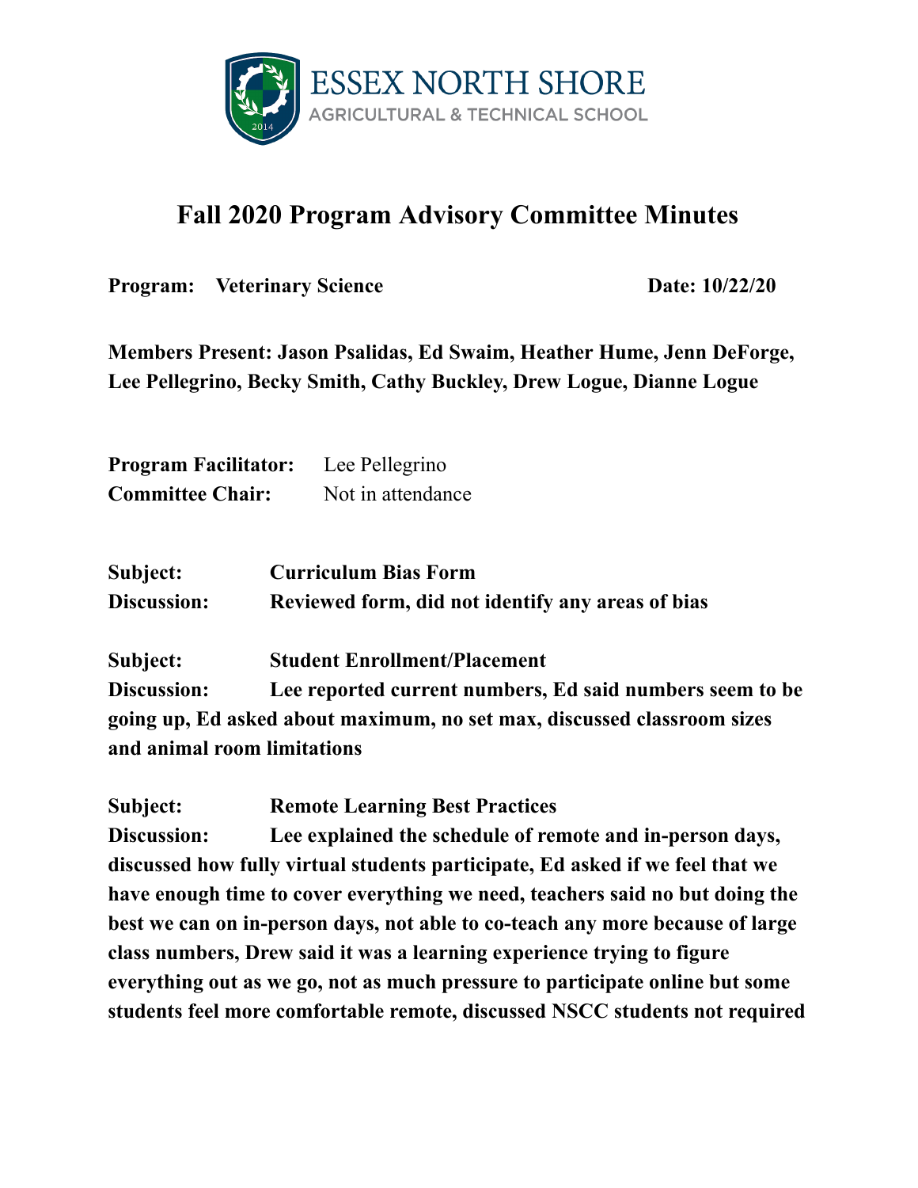ESSEX NORTH SHORE
AGRICULTURAL & TECHNICAL SCHOOL

# Fall 2020 Program Advisory Committee Minutes

**Program: Veterinary Science** **Date: 10/22/20**

**Members Present: Jason Psalidas, Ed Swaim, Heather Hume, Jenn DeForge, Lee Pellegrino, Becky Smith, Cathy Buckley, Drew Logue, Dianne Logue**

**Program Facilitator:** Lee Pellegrino
**Committee Chair:** Not in attendance

**Subject: Curriculum Bias Form**
**Discussion: Reviewed form, did not identify any areas of bias**

**Subject: Student Enrollment/Placement**
**Discussion: Lee reported current numbers, Ed said numbers seem to be going up, Ed asked about maximum, no set max, discussed classroom sizes and animal room limitations**

**Subject: Remote Learning Best Practices**
**Discussion: Lee explained the schedule of remote and in-person days, discussed how fully virtual students participate, Ed asked if we feel that we have enough time to cover everything we need, teachers said no but doing the best we can on in-person days, not able to co-teach any more because of large class numbers, Drew said it was a learning experience trying to figure everything out as we go, not as much pressure to participate online but some students feel more comfortable remote, discussed NSCC students not required**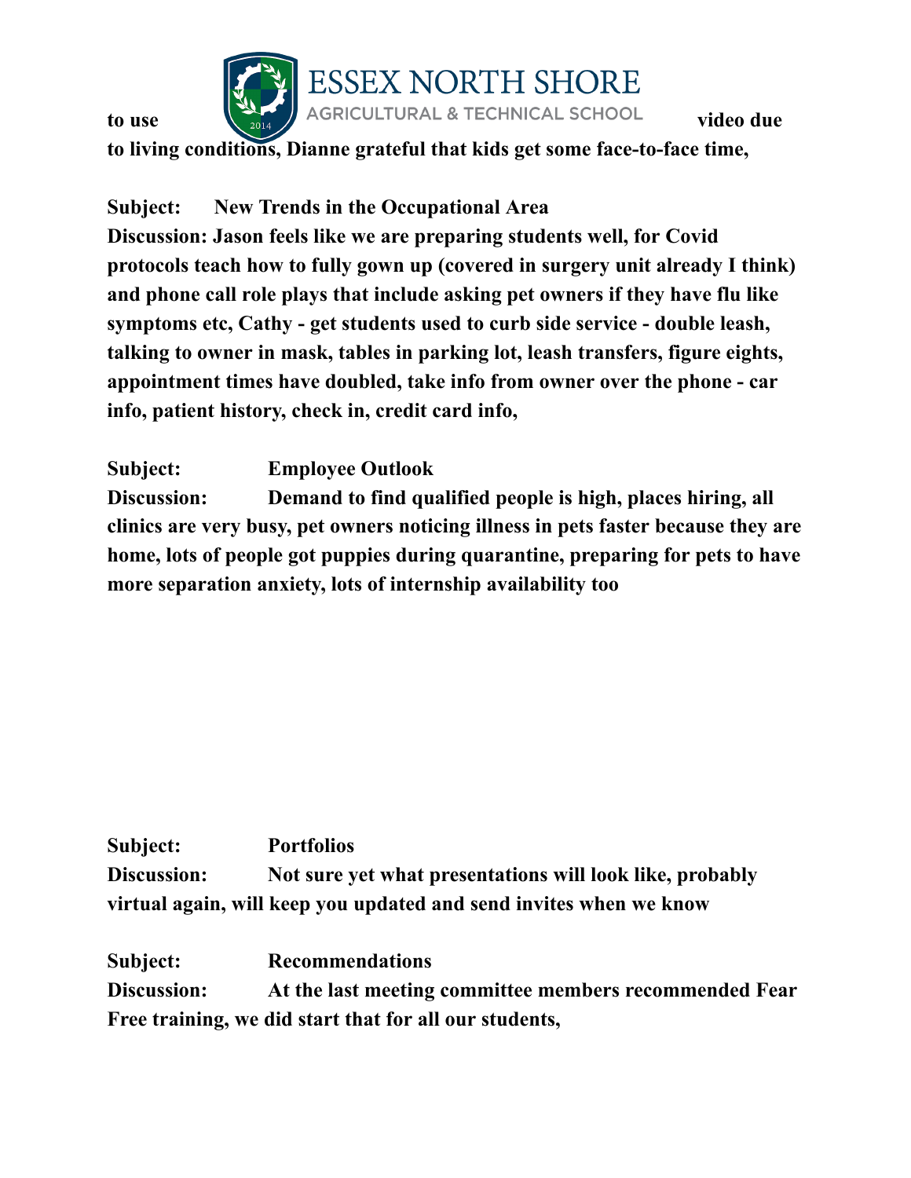**to use video due to living conditions, Dianne grateful that kids get some face-to-face time,**

**Subject: New Trends in the Occupational Area**
**Discussion: Jason feels like we are preparing students well, for Covid protocols teach how to fully gown up (covered in surgery unit already I think) and phone call role plays that include asking pet owners if they have flu like symptoms etc, Cathy - get students used to curb side service - double leash, talking to owner in mask, tables in parking lot, leash transfers, figure eights, appointment times have doubled, take info from owner over the phone - car info, patient history, check in, credit card info,**

**Subject: Employee Outlook**
**Discussion: Demand to find qualified people is high, places hiring, all clinics are very busy, pet owners noticing illness in pets faster because they are home, lots of people got puppies during quarantine, preparing for pets to have more separation anxiety, lots of internship availability too**

**Subject: Portfolios**
**Discussion: Not sure yet what presentations will look like, probably virtual again, will keep you updated and send invites when we know**

**Subject: Recommendations**
**Discussion: At the last meeting committee members recommended Fear Free training, we did start that for all our students,**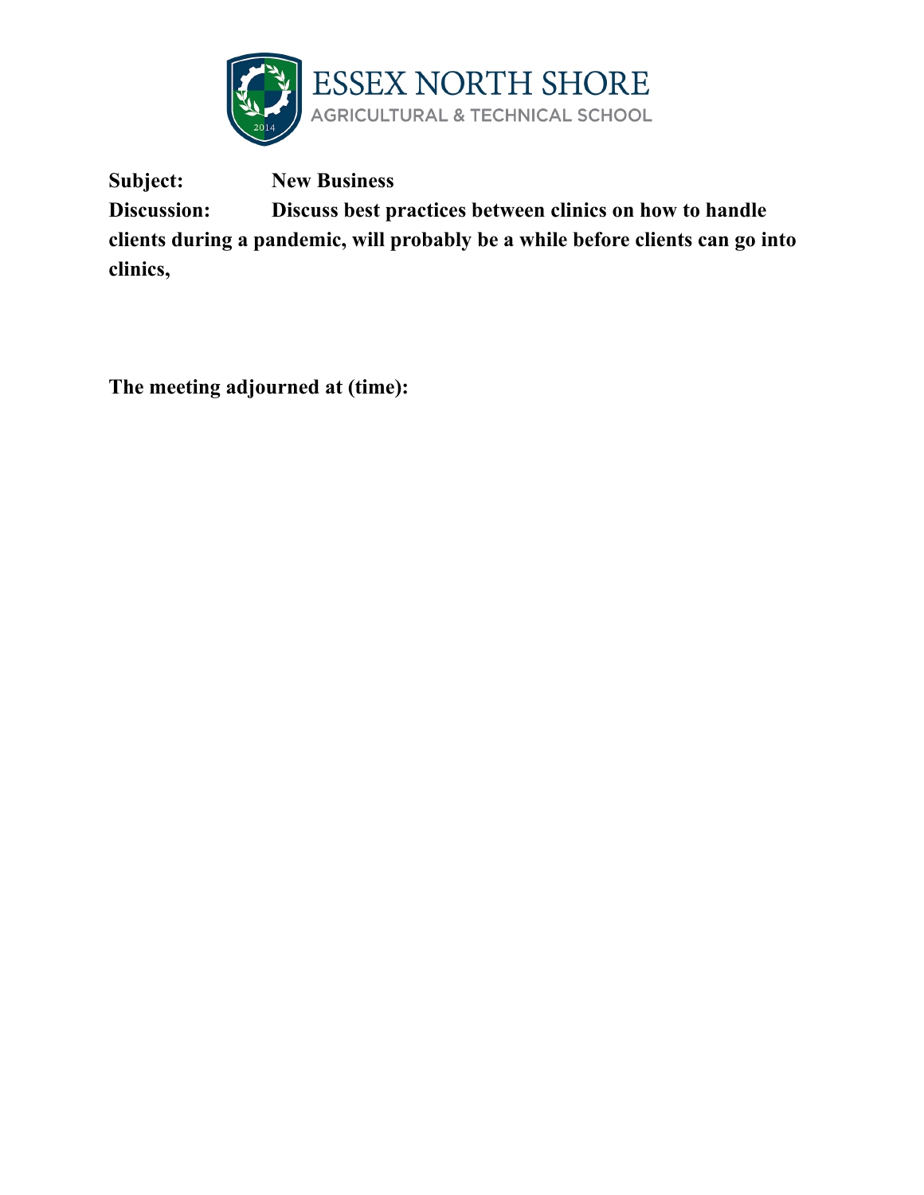**Subject:** **New Business**

**Discussion:** **Discuss best practices between clinics on how to handle clients during a pandemic, will probably be a while before clients can go into clinics,**

**The meeting adjourned at (time):**